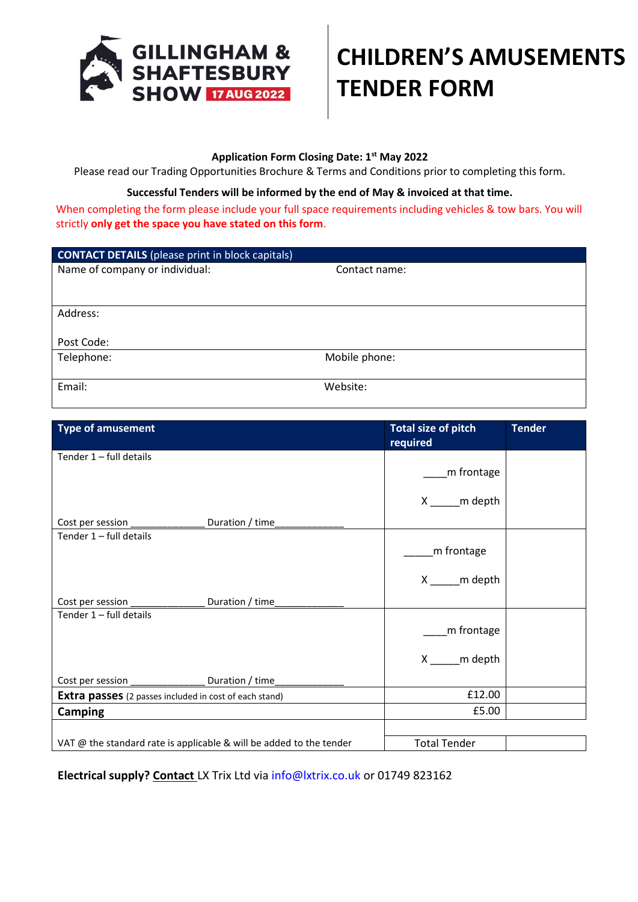GILLINGHAM & SHAFTESBURY SHOW 17 AUG 2022

# CHILDREN'S AMUSEMENTS TENDER FORM

**Application Form Closing Date: 1st May 2022**

Please read our Trading Opportunities Brochure & Terms and Conditions prior to completing this form.

**Successful Tenders will be informed by the end of May & invoiced at that time.**

When completing the form please include your full space requirements including vehicles & tow bars. You will strictly **only get the space you have stated on this form**.

| **CONTACT DETAILS** (please print in block capitals) | |
|---|---|
| Name of company or individual: | Contact name: |
| Address:<br><br>Post Code: | |
| Telephone: | Mobile phone: |
| Email: | Website: |

| Type of amusement | Total size of pitch required | Tender |
|---|---|---|
| Tender 1 – full details<br><br>Cost per session ______________ Duration / time_____________ | ____m frontage<br><br>X _____m depth | |
| Tender 1 – full details<br><br>Cost per session ______________ Duration / time_____________ | _____m frontage<br><br>X _____m depth | |
| Tender 1 – full details<br><br>Cost per session ______________ Duration / time_____________ | ____m frontage<br><br>X _____m depth | |
| **Extra passes** (2 passes included in cost of each stand) | £12.00 | |
| **Camping** | £5.00 | |
| VAT @ the standard rate is applicable & will be added to the tender | Total Tender | |

**Electrical supply? Contact** LX Trix Ltd via info@lxtrix.co.uk or 01749 823162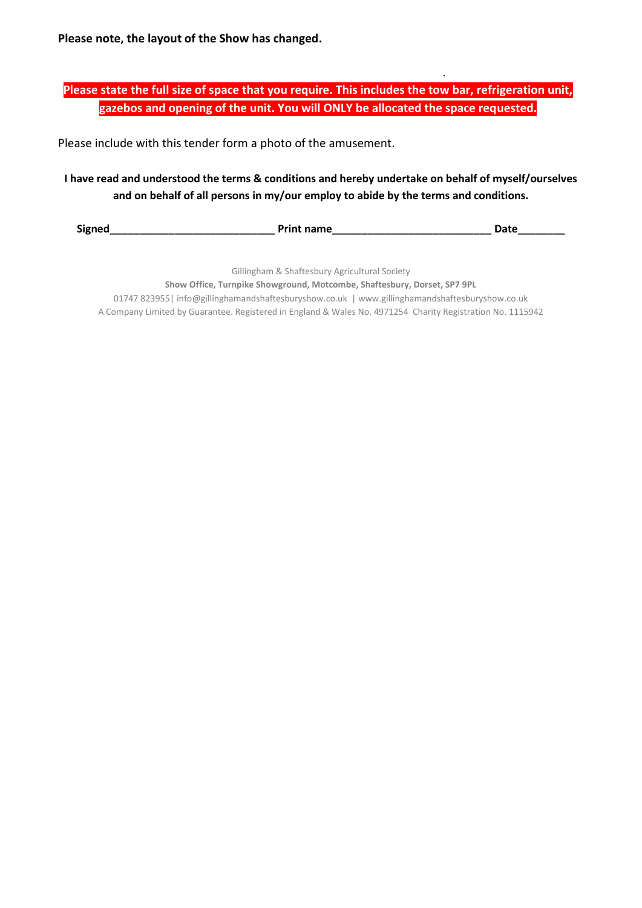**Please note, the layout of the Show has changed.**

**Please state the full size of space that you require. This includes the tow bar, refrigeration unit, gazebos and opening of the unit. You will ONLY be allocated the space requested.**

Please include with this tender form a photo of the amusement.

**I have read and understood the terms & conditions and hereby undertake on behalf of myself/ourselves and on behalf of all persons in my/our employ to abide by the terms and conditions.**

**Signed___________________________ Print name_________________________ Date________**

Gillingham & Shaftesbury Agricultural Society

**Show Office, Turnpike Showground, Motcombe, Shaftesbury, Dorset, SP7 9PL**

01747 823955| info@gillinghamandshaftesburyshow.co.uk | www.gillinghamandshaftesburyshow.co.uk

A Company Limited by Guarantee. Registered in England & Wales No. 4971254 Charity Registration No. 1115942